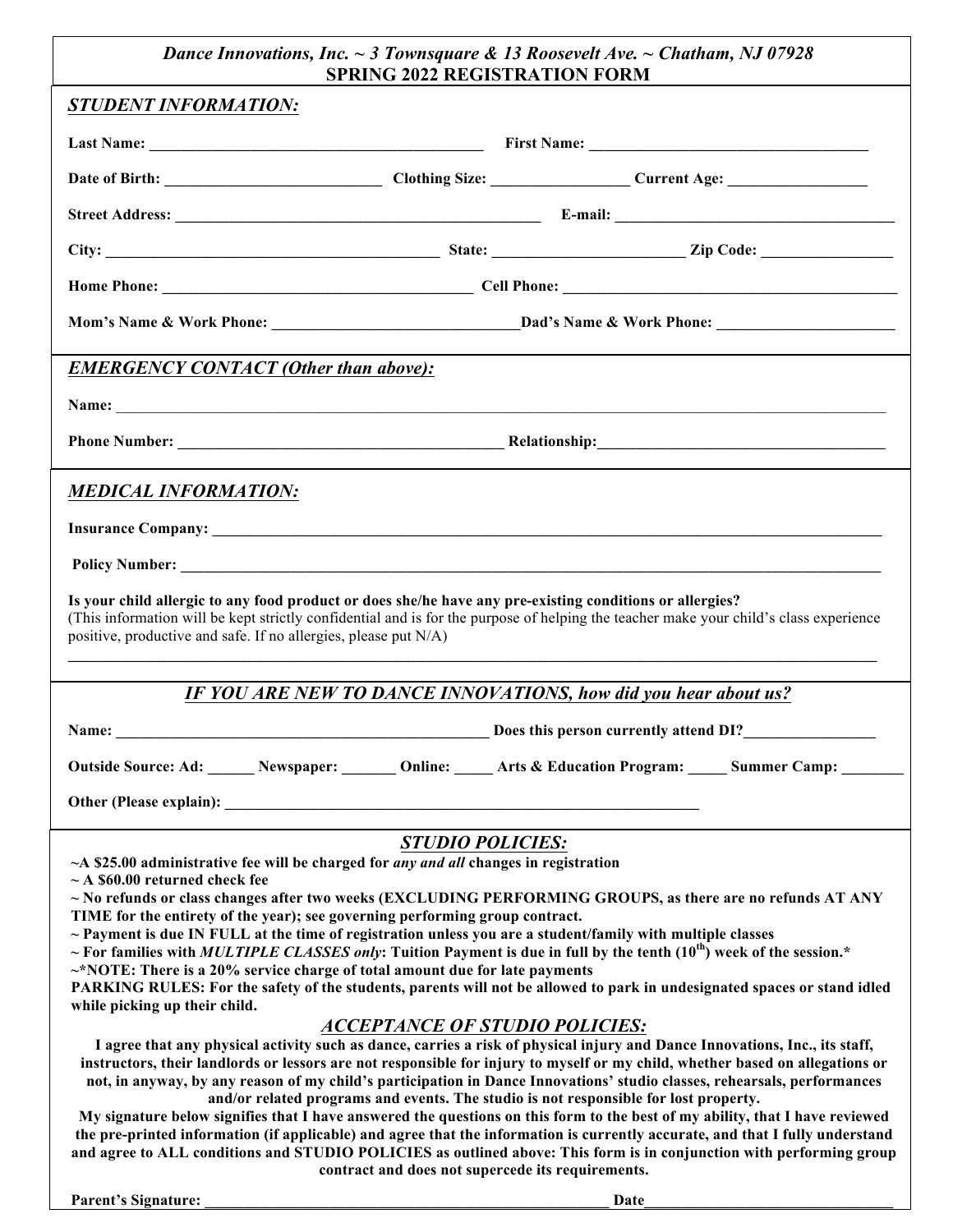***Dance Innovations, Inc. ~ 3 Townsquare & 13 Roosevelt Ave. ~ Chatham, NJ 07928***

# SPRING 2022 REGISTRATION FORM

## *STUDENT INFORMATION:*

**Last Name:** ____________________ **First Name:** ____________________

**Date of Birth:** ____________________ **Clothing Size:** ____________ **Current Age:** ____________

**Street Address:** ____________________ **E-mail:** ____________________

**City:** ____________________ **State:** ____________ **Zip Code:** ____________

**Home Phone:** ____________________ **Cell Phone:** ____________________

**Mom's Name & Work Phone:** ____________________ **Dad's Name & Work Phone:** ____________________

## *EMERGENCY CONTACT (Other than above):*

**Name:** ________________________________________

**Phone Number:** ____________________ **Relationship:** ____________________

## *MEDICAL INFORMATION:*

**Insurance Company:** ________________________________________

**Policy Number:** ________________________________________

**Is your child allergic to any food product or does she/he have any pre-existing conditions or allergies?**
(This information will be kept strictly confidential and is for the purpose of helping the teacher make your child's class experience positive, productive and safe. If no allergies, please put N/A)

________________________________________

## *IF YOU ARE NEW TO DANCE INNOVATIONS, how did you hear about us?*

**Name:** ____________________ **Does this person currently attend DI?** ____________

**Outside Source: Ad:** ______ **Newspaper:** _______ **Online:** _____ **Arts & Education Program:** _____ **Summer Camp:** ________

**Other (Please explain):** ________________________________________

## *STUDIO POLICIES:*

**~A $25.00 administrative fee will be charged for *any and all* changes in registration**
**~ A $60.00 returned check fee**
**~ No refunds or class changes after two weeks (EXCLUDING PERFORMING GROUPS, as there are no refunds AT ANY TIME for the entirety of the year); see governing performing group contract.**
**~ Payment is due IN FULL at the time of registration unless you are a student/family with multiple classes**
**~ For families with *MULTIPLE CLASSES only*: Tuition Payment is due in full by the tenth (10th) week of the session.***
**~*NOTE: There is a 20% service charge of total amount due for late payments**
**PARKING RULES: For the safety of the students, parents will not be allowed to park in undesignated spaces or stand idled while picking up their child.**

## *ACCEPTANCE OF STUDIO POLICIES:*

**I agree that any physical activity such as dance, carries a risk of physical injury and Dance Innovations, Inc., its staff, instructors, their landlords or lessors are not responsible for injury to myself or my child, whether based on allegations or not, in anyway, by any reason of my child's participation in Dance Innovations' studio classes, rehearsals, performances and/or related programs and events. The studio is not responsible for lost property.**

**My signature below signifies that I have answered the questions on this form to the best of my ability, that I have reviewed the pre-printed information (if applicable) and agree that the information is currently accurate, and that I fully understand and agree to ALL conditions and STUDIO POLICIES as outlined above: This form is in conjunction with performing group contract and does not supercede its requirements.**

**Parent's Signature:** ________________________________________ **Date** ____________________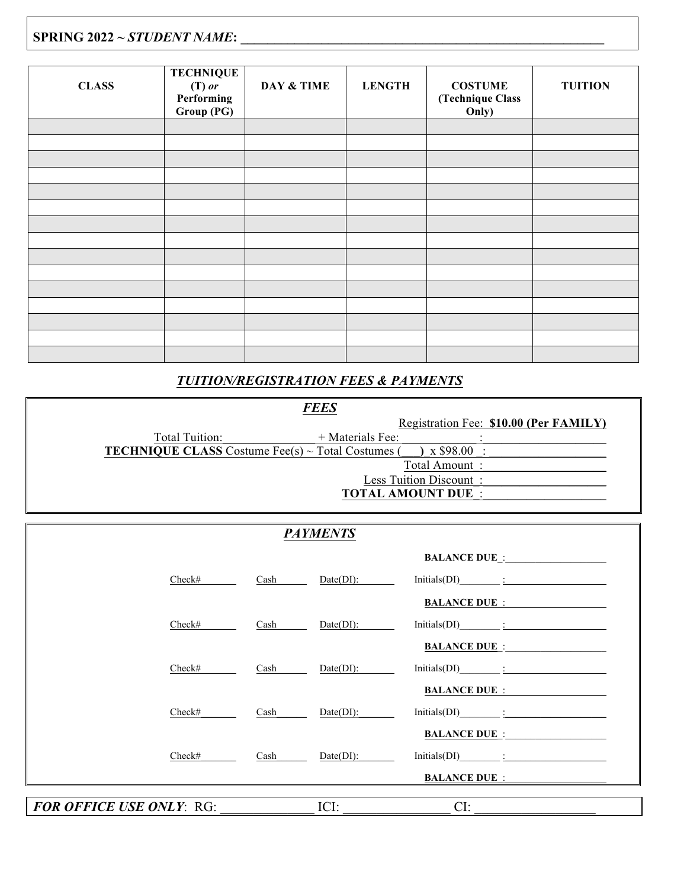**SPRING 2022 ~ *STUDENT NAME*: ________________________________________________________**

| CLASS | TECHNIQUE (T) *or* Performing Group (PG) | DAY & TIME | LENGTH | COSTUME (Technique Class Only) | TUITION |
|---|---|---|---|---|---|
| | | | | | |
| | | | | | |
| | | | | | |
| | | | | | |
| | | | | | |
| | | | | | |
| | | | | | |
| | | | | | |
| | | | | | |
| | | | | | |
| | | | | | |
| | | | | | |
| | | | | | |
| | | | | | |
| | | | | | |

## *TUITION/REGISTRATION FEES & PAYMENTS*

### *FEES*

Registration Fee: **$10.00 (Per FAMILY)**

Total Tuition: ______________ + Materials Fee: ____________ : ____________________

**TECHNIQUE CLASS** Costume Fee(s) ~ Total Costumes (___) x $98.00 : ____________________

Total Amount : ____________________

Less Tuition Discount : ____________________

**TOTAL AMOUNT DUE** : ____________________

### *PAYMENTS*

**BALANCE DUE** : ____________________

Check# _______ Cash _______ Date(DI): _______ Initials(DI)________ : ____________________

**BALANCE DUE** : ____________________

Check# _______ Cash _______ Date(DI): _______ Initials(DI)________ : ____________________

**BALANCE DUE** : ____________________

Check# _______ Cash _______ Date(DI): _______ Initials(DI)________ : ____________________

**BALANCE DUE** : ____________________

Check# _______ Cash _______ Date(DI): _______ Initials(DI)________ : ____________________

**BALANCE DUE** : ____________________

Check# _______ Cash _______ Date(DI): _______ Initials(DI)________ : ____________________

**BALANCE DUE** : ____________________

***FOR OFFICE USE ONLY***: RG: ______________ ICI: ________________ CI: __________________